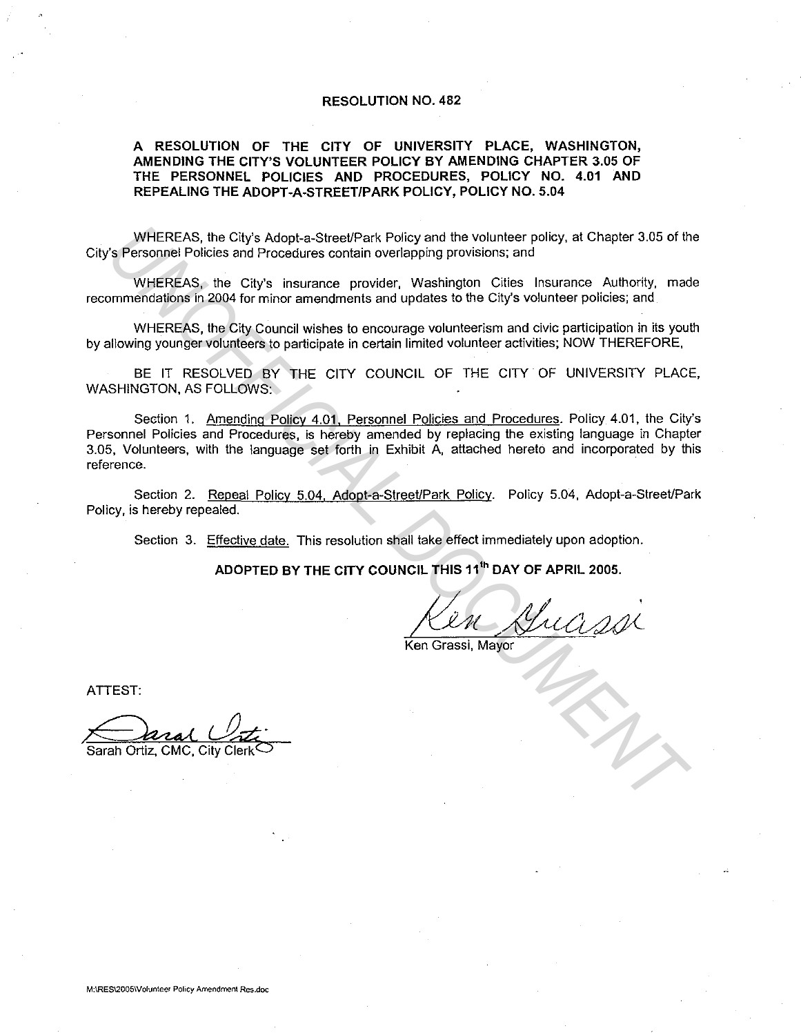# RESOLUTION NO. 482

## A RESOLUTION OF THE CITY OF UNIVERSITY PLACE, WASHINGTON, AMENDING THE CITY'S VOLUNTEER POLICY BY AMENDING CHAPTER 3.05 OF THE PERSONNEL POLICIES AND PROCEDURES, POLICY NO. 4.01 AND REPEALING THE ADOPT-A-STREET/PARK POLICY, POLICY NO. 5.04

WHEREAS, the City's Adopt-a-Street/Park Policy and the volunteer policy, at Chapter 3.05 of the City's Personnel Policies and Procedures contain overlapping provisions; and

WHEREAS, the City's insurance provider, Washington Cities Insurance Authority, made recommendations in 2004 for minor amendments and updates to the City's volunteer policies; and

WHEREAS, the City Council wishes to encourage volunteerism and civic participation in its youth by allowing younger volunteers to participate in certain limited volunteer activities; NOW THEREFORE,

BE IT RESOLVED BY THE CITY COUNCIL OF THE CITY OF UNIVERSITY PLACE, WASHINGTON, AS FOLLOWS:

Section 1. Amending Policy 4.01, Personnel Policies and Procedures. Policy 4.01, the City's Personnel Policies and Procedures, is hereby amended by replacing the existing language in Chapter 3.05, Volunteers, with the language set forth in Exhibit A, attached hereto and incorporated by this reference.

Section 2. Repeal Policy 5.04, Adopt-a-Street/Park Policy. Policy 5.04, Adopt-a-Street/Park Policy, is hereby repealed.

Section 3. Effective date. This resolution shall take effect immediately upon adoption.

**ADOPTED BY THE CITY COUNCIL THIS 11th DAY OF APRIL 2005.**

Ken Grassi, Mayor

ATTEST:

Sarah Ortiz, CMC, City Clerk

M:\RES\2005\Volunteer Policy Amendment Res.doc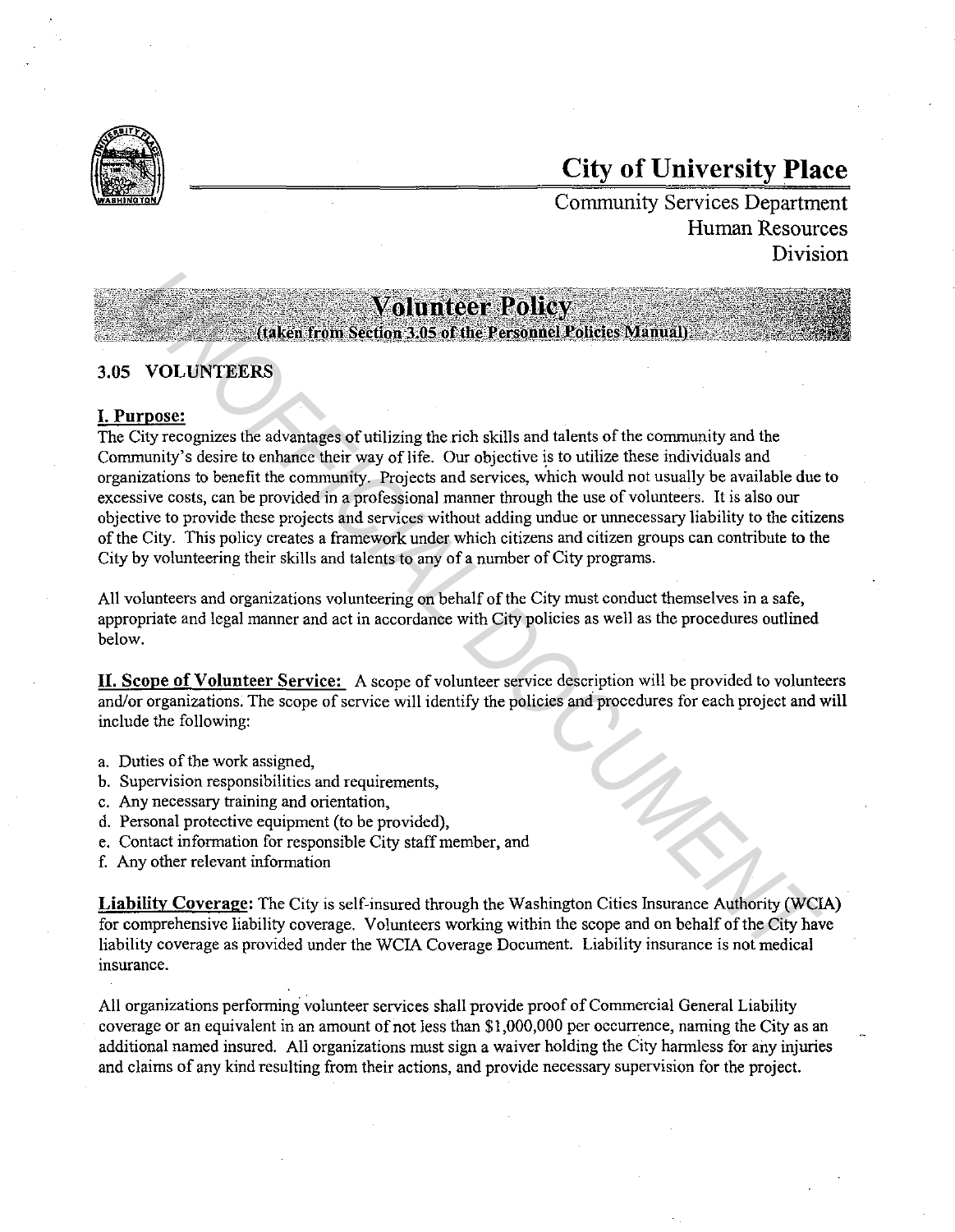# City of University Place

Community Services Department
Human Resources
Division

## Volunteer Policy

(taken from Section 3.05 of the Personnel Policies Manual)

### 3.05 VOLUNTEERS

**I. Purpose:**
The City recognizes the advantages of utilizing the rich skills and talents of the community and the Community's desire to enhance their way of life. Our objective is to utilize these individuals and organizations to benefit the community. Projects and services, which would not usually be available due to excessive costs, can be provided in a professional manner through the use of volunteers. It is also our objective to provide these projects and services without adding undue or unnecessary liability to the citizens of the City. This policy creates a framework under which citizens and citizen groups can contribute to the City by volunteering their skills and talents to any of a number of City programs.

All volunteers and organizations volunteering on behalf of the City must conduct themselves in a safe, appropriate and legal manner and act in accordance with City policies as well as the procedures outlined below.

**II. Scope of Volunteer Service:** A scope of volunteer service description will be provided to volunteers and/or organizations. The scope of service will identify the policies and procedures for each project and will include the following:

a. Duties of the work assigned,
b. Supervision responsibilities and requirements,
c. Any necessary training and orientation,
d. Personal protective equipment (to be provided),
e. Contact information for responsible City staff member, and
f. Any other relevant information

**Liability Coverage:** The City is self-insured through the Washington Cities Insurance Authority (WCIA) for comprehensive liability coverage. Volunteers working within the scope and on behalf of the City have liability coverage as provided under the WCIA Coverage Document. Liability insurance is not medical insurance.

All organizations performing volunteer services shall provide proof of Commercial General Liability coverage or an equivalent in an amount of not less than $1,000,000 per occurrence, naming the City as an additional named insured. All organizations must sign a waiver holding the City harmless for any injuries and claims of any kind resulting from their actions, and provide necessary supervision for the project.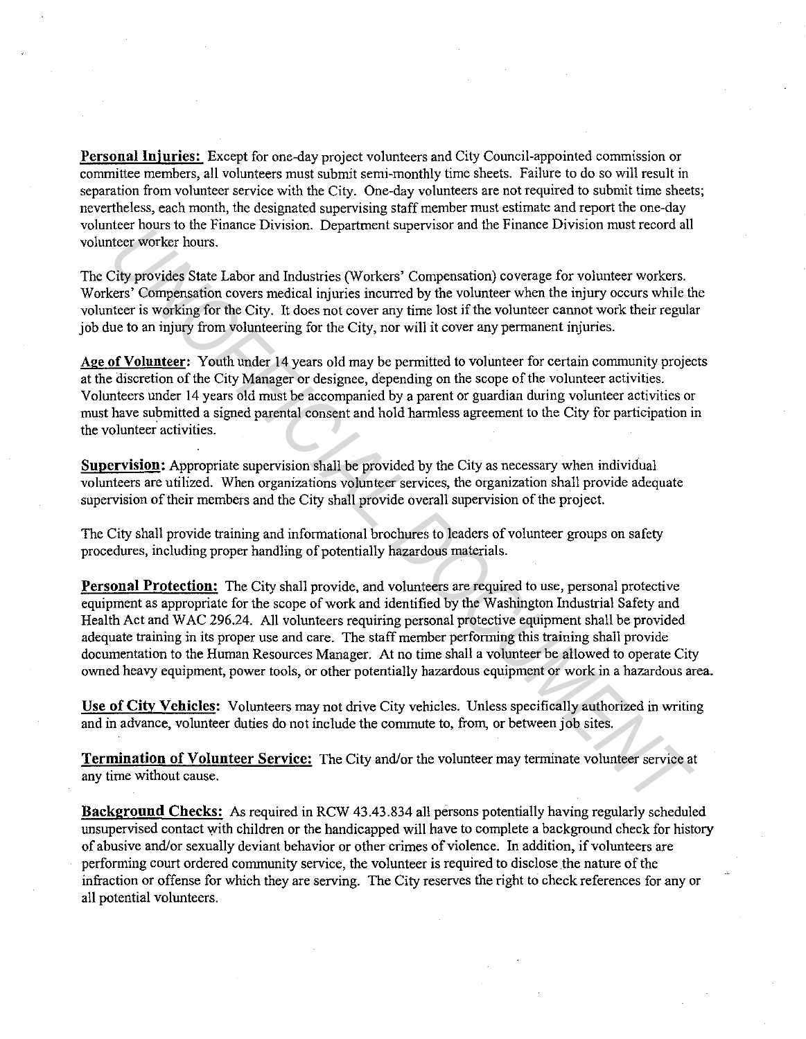**Personal Injuries:** Except for one-day project volunteers and City Council-appointed commission or committee members, all volunteers must submit semi-monthly time sheets. Failure to do so will result in separation from volunteer service with the City. One-day volunteers are not required to submit time sheets; nevertheless, each month, the designated supervising staff member must estimate and report the one-day volunteer hours to the Finance Division. Department supervisor and the Finance Division must record all volunteer worker hours.

The City provides State Labor and Industries (Workers' Compensation) coverage for volunteer workers. Workers' Compensation covers medical injuries incurred by the volunteer when the injury occurs while the volunteer is working for the City. It does not cover any time lost if the volunteer cannot work their regular job due to an injury from volunteering for the City, nor will it cover any permanent injuries.

**Age of Volunteer:** Youth under 14 years old may be permitted to volunteer for certain community projects at the discretion of the City Manager or designee, depending on the scope of the volunteer activities. Volunteers under 14 years old must be accompanied by a parent or guardian during volunteer activities or must have submitted a signed parental consent and hold harmless agreement to the City for participation in the volunteer activities.

**Supervision:** Appropriate supervision shall be provided by the City as necessary when individual volunteers are utilized. When organizations volunteer services, the organization shall provide adequate supervision of their members and the City shall provide overall supervision of the project.

The City shall provide training and informational brochures to leaders of volunteer groups on safety procedures, including proper handling of potentially hazardous materials.

**Personal Protection:** The City shall provide, and volunteers are required to use, personal protective equipment as appropriate for the scope of work and identified by the Washington Industrial Safety and Health Act and WAC 296.24. All volunteers requiring personal protective equipment shall be provided adequate training in its proper use and care. The staff member performing this training shall provide documentation to the Human Resources Manager. At no time shall a volunteer be allowed to operate City owned heavy equipment, power tools, or other potentially hazardous equipment or work in a hazardous area.

**Use of City Vehicles:** Volunteers may not drive City vehicles. Unless specifically authorized in writing and in advance, volunteer duties do not include the commute to, from, or between job sites.

**Termination of Volunteer Service:** The City and/or the volunteer may terminate volunteer service at any time without cause.

**Background Checks:** As required in RCW 43.43.834 all persons potentially having regularly scheduled unsupervised contact with children or the handicapped will have to complete a background check for history of abusive and/or sexually deviant behavior or other crimes of violence. In addition, if volunteers are performing court ordered community service, the volunteer is required to disclose the nature of the infraction or offense for which they are serving. The City reserves the right to check references for any or all potential volunteers.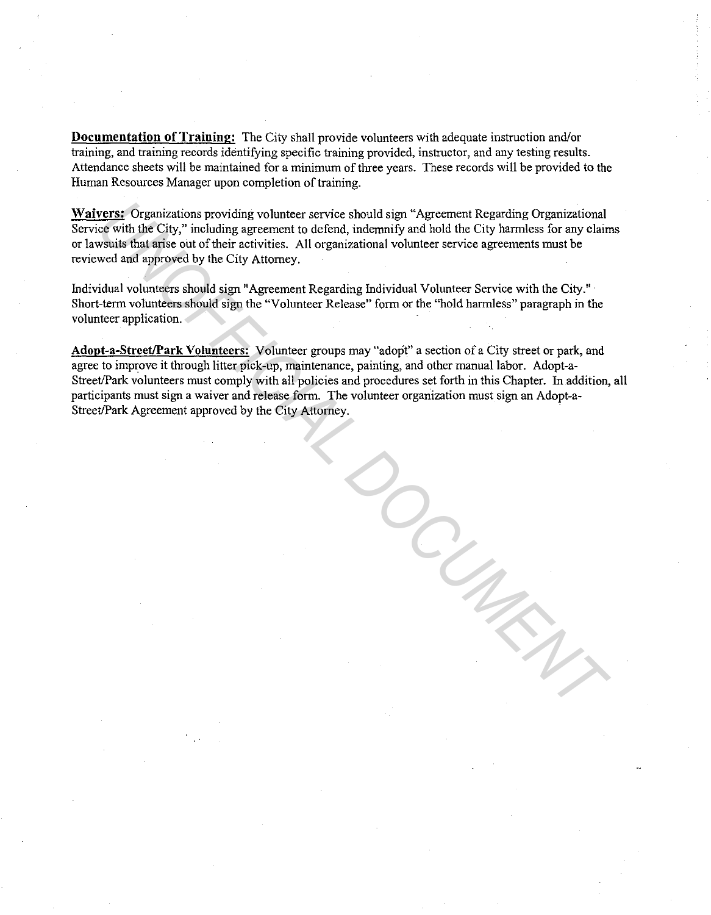**Documentation of Training:** The City shall provide volunteers with adequate instruction and/or training, and training records identifying specific training provided, instructor, and any testing results. Attendance sheets will be maintained for a minimum of three years. These records will be provided to the Human Resources Manager upon completion of training.

**Waivers:** Organizations providing volunteer service should sign "Agreement Regarding Organizational Service with the City," including agreement to defend, indemnify and hold the City harmless for any claims or lawsuits that arise out of their activities. All organizational volunteer service agreements must be reviewed and approved by the City Attorney.

Individual volunteers should sign "Agreement Regarding Individual Volunteer Service with the City." Short-term volunteers should sign the "Volunteer Release" form or the "hold harmless" paragraph in the volunteer application.

**Adopt-a-Street/Park Volunteers:** Volunteer groups may "adopt" a section of a City street or park, and agree to improve it through litter pick-up, maintenance, painting, and other manual labor. Adopt-a-Street/Park volunteers must comply with all policies and procedures set forth in this Chapter. In addition, all participants must sign a waiver and release form. The volunteer organization must sign an Adopt-a-Street/Park Agreement approved by the City Attorney.